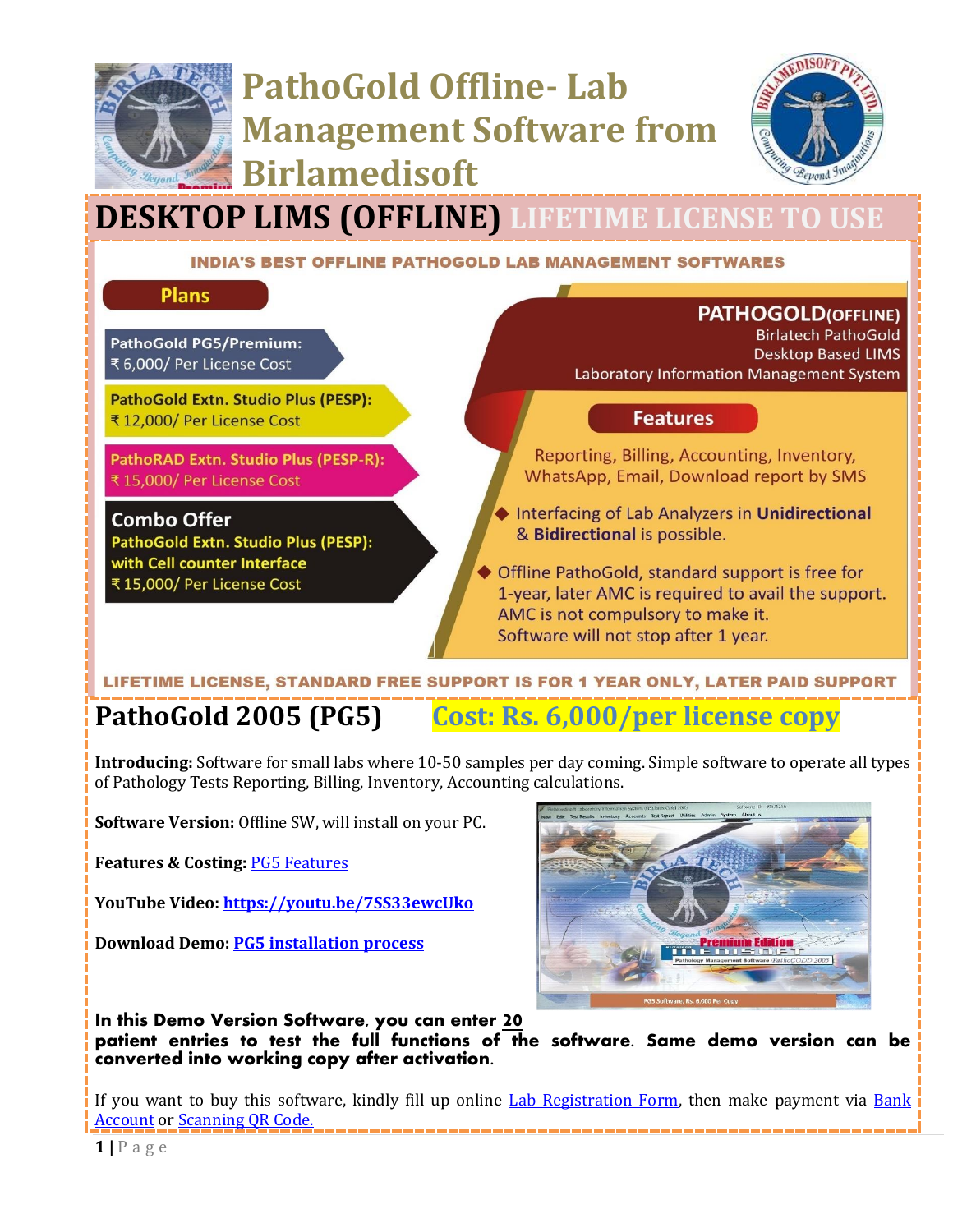# PathoGold Offline- Lab Management Software from Birlamedisoft

## DESKTOP LIMS (OFFLINE) LIFETIME LICENSE TO USE

**INDIA'S BEST OFFLINE PATHOGOLD LAB MANAGEMENT SOFTWARES**

**Plans**

**PathoGold PG5/Premium:**
₹ 6,000/ Per License Cost

**PathoGold Extn. Studio Plus (PESP):**
₹ 12,000/ Per License Cost

**PathoRAD Extn. Studio Plus (PESP-R):**
₹ 15,000/ Per License Cost

**Combo Offer**
**PathoGold Extn. Studio Plus (PESP): with Cell counter Interface**
₹ 15,000/ Per License Cost

**PATHOGOLD(OFFLINE)**
Birlatech PathoGold
Desktop Based LIMS
Laboratory Information Management System

**Features**

Reporting, Billing, Accounting, Inventory, WhatsApp, Email, Download report by SMS

- Interfacing of Lab Analyzers in **Unidirectional** & **Bidirectional** is possible.
- Offline PathoGold, standard support is free for 1-year, later AMC is required to avail the support. AMC is not compulsory to make it. Software will not stop after 1 year.

**LIFETIME LICENSE, STANDARD FREE SUPPORT IS FOR 1 YEAR ONLY, LATER PAID SUPPORT**

## PathoGold 2005 (PG5) Cost: Rs. 6,000/per license copy

**Introducing:** Software for small labs where 10-50 samples per day coming. Simple software to operate all types of Pathology Tests Reporting, Billing, Inventory, Accounting calculations.

**Software Version:** Offline SW, will install on your PC.

**Features & Costing:** PG5 Features

**YouTube Video:** https://youtu.be/7SS33ewcUko

**Download Demo:** PG5 installation process

**In this Demo Version Software, you can enter 20 patient entries to test the full functions of the software. Same demo version can be converted into working copy after activation.**

If you want to buy this software, kindly fill up online Lab Registration Form, then make payment via Bank Account or Scanning QR Code.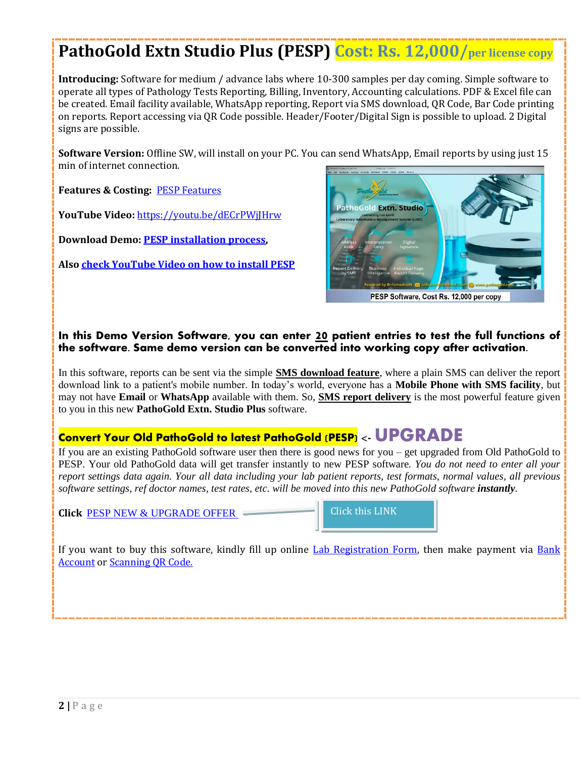# PathoGold Extn Studio Plus (PESP) Cost: Rs. 12,000/per license copy

**Introducing:** Software for medium / advance labs where 10-300 samples per day coming. Simple software to operate all types of Pathology Tests Reporting, Billing, Inventory, Accounting calculations. PDF & Excel file can be created. Email facility available, WhatsApp reporting, Report via SMS download, QR Code, Bar Code printing on reports. Report accessing via QR Code possible. Header/Footer/Digital Sign is possible to upload. 2 Digital signs are possible.

**Software Version:** Offline SW, will install on your PC. You can send WhatsApp, Email reports by using just 15 min of internet connection.

**Features & Costing:** PESP Features

**YouTube Video:** https://youtu.be/dECrPWjJHrw

**Download Demo:** **PESP installation process**,

**Also check YouTube Video on how to install PESP**

PESP Software, Cost Rs. 12,000 per copy

**In this Demo Version Software, you can enter 20 patient entries to test the full functions of the software. Same demo version can be converted into working copy after activation.**

In this software, reports can be sent via the simple **SMS download feature**, where a plain SMS can deliver the report download link to a patient's mobile number. In today's world, everyone has a **Mobile Phone with SMS facility**, but may not have **Email** or **WhatsApp** available with them. So, **SMS report delivery** is the most powerful feature given to you in this new **PathoGold Extn. Studio Plus** software.

## Convert Your Old PathoGold to latest PathoGold (PESP) <- UPGRADE

If you are an existing PathoGold software user then there is good news for you – get upgraded from Old PathoGold to PESP. Your old PathoGold data will get transfer instantly to new PESP software. *You do not need to enter all your report settings data again. Your all data including your lab patient reports, test formats, normal values, all previous software settings, ref doctor names, test rates, etc. will be moved into this new PathoGold software* ***instantly***.

**Click** PESP NEW & UPGRADE OFFER — Click this LINK

If you want to buy this software, kindly fill up online Lab Registration Form, then make payment via Bank Account or Scanning QR Code.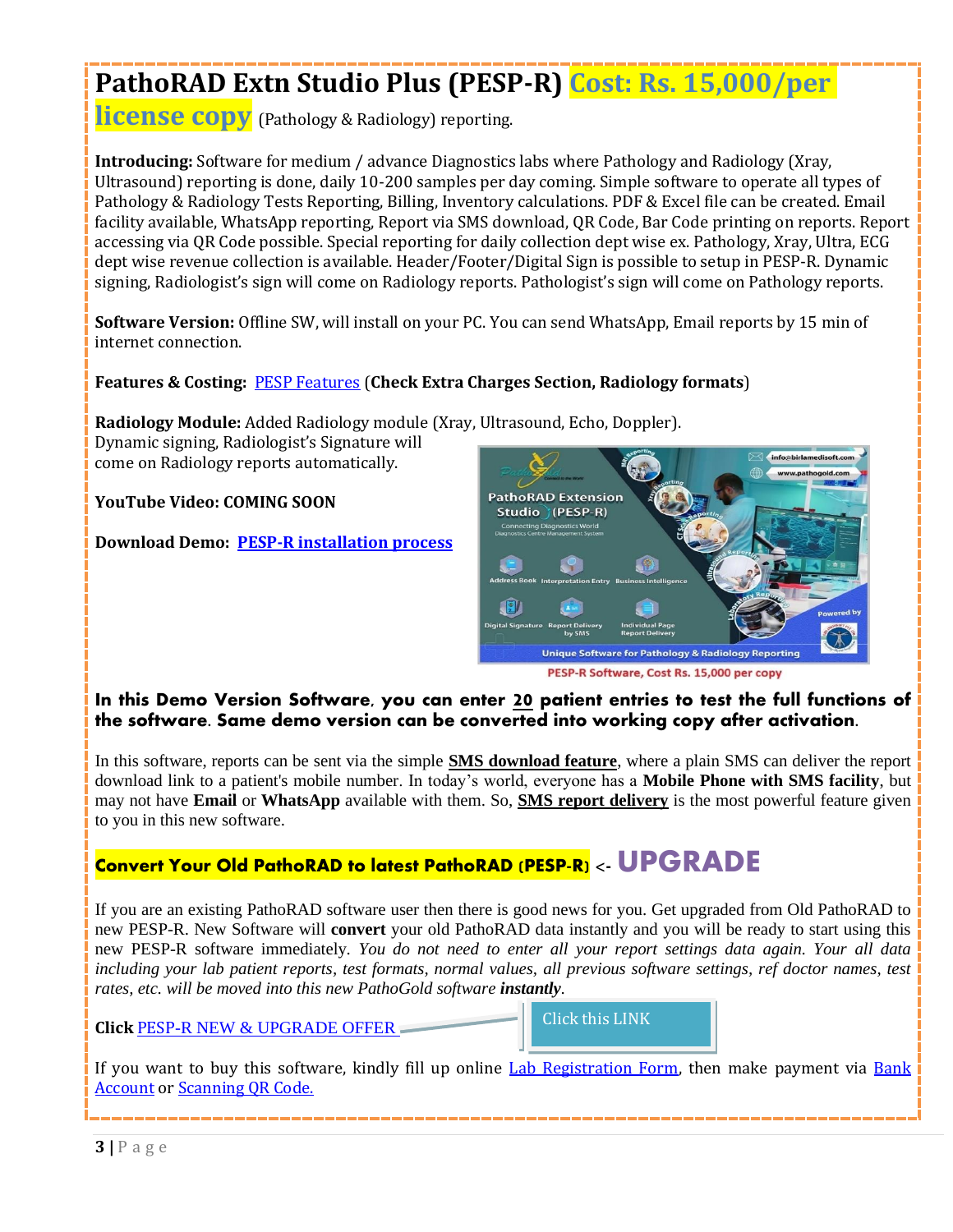# PathoRAD Extn Studio Plus (PESP-R) Cost: Rs. 15,000/per license copy (Pathology & Radiology) reporting.

**Introducing:** Software for medium / advance Diagnostics labs where Pathology and Radiology (Xray, Ultrasound) reporting is done, daily 10-200 samples per day coming. Simple software to operate all types of Pathology & Radiology Tests Reporting, Billing, Inventory calculations. PDF & Excel file can be created. Email facility available, WhatsApp reporting, Report via SMS download, QR Code, Bar Code printing on reports. Report accessing via QR Code possible. Special reporting for daily collection dept wise ex. Pathology, Xray, Ultra, ECG dept wise revenue collection is available. Header/Footer/Digital Sign is possible to setup in PESP-R. Dynamic signing, Radiologist's sign will come on Radiology reports. Pathologist's sign will come on Pathology reports.

**Software Version:** Offline SW, will install on your PC. You can send WhatsApp, Email reports by 15 min of internet connection.

**Features & Costing:** PESP Features (**Check Extra Charges Section, Radiology formats**)

**Radiology Module:** Added Radiology module (Xray, Ultrasound, Echo, Doppler). Dynamic signing, Radiologist's Signature will come on Radiology reports automatically.

**YouTube Video: COMING SOON**

**Download Demo:** **PESP-R installation process**

PESP-R Software, Cost Rs. 15,000 per copy

**In this Demo Version Software, you can enter 20 patient entries to test the full functions of the software. Same demo version can be converted into working copy after activation.**

In this software, reports can be sent via the simple **SMS download feature**, where a plain SMS can deliver the report download link to a patient's mobile number. In today's world, everyone has a **Mobile Phone with SMS facility**, but may not have **Email** or **WhatsApp** available with them. So, **SMS report delivery** is the most powerful feature given to you in this new software.

## Convert Your Old PathoRAD to latest PathoRAD (PESP-R) <- UPGRADE

If you are an existing PathoRAD software user then there is good news for you. Get upgraded from Old PathoRAD to new PESP-R. New Software will **convert** your old PathoRAD data instantly and you will be ready to start using this new PESP-R software immediately. *You do not need to enter all your report settings data again. Your all data including your lab patient reports, test formats, normal values, all previous software settings, ref doctor names, test rates, etc. will be moved into this new PathoGold software* ***instantly***.

**Click** PESP-R NEW & UPGRADE OFFER ← Click this LINK

If you want to buy this software, kindly fill up online Lab Registration Form, then make payment via Bank Account or Scanning QR Code.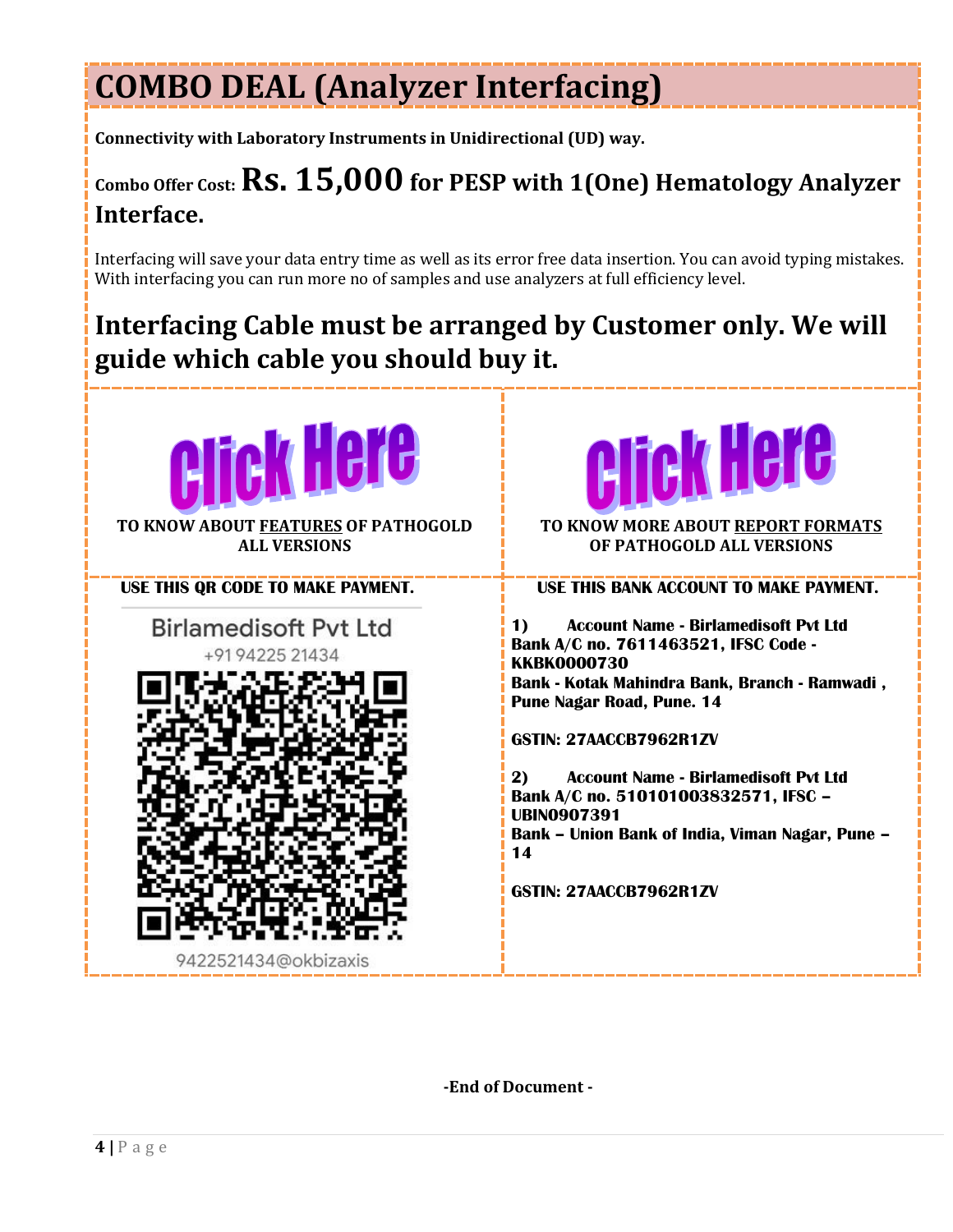# COMBO DEAL (Analyzer Interfacing)

**Connectivity with Laboratory Instruments in Unidirectional (UD) way.**

**Combo Offer Cost: Rs. 15,000 for PESP with 1(One) Hematology Analyzer Interface.**

Interfacing will save your data entry time as well as its error free data insertion. You can avoid typing mistakes. With interfacing you can run more no of samples and use analyzers at full efficiency level.

## Interfacing Cable must be arranged by Customer only. We will guide which cable you should buy it.

**Click Here**

**TO KNOW ABOUT FEATURES OF PATHOGOLD ALL VERSIONS**

**Click Here**

**TO KNOW MORE ABOUT REPORT FORMATS OF PATHOGOLD ALL VERSIONS**

**USE THIS QR CODE TO MAKE PAYMENT.**

Birlamedisoft Pvt Ltd

+91 94225 21434

9422521434@okbizaxis

**USE THIS BANK ACCOUNT TO MAKE PAYMENT.**

**1) Account Name - Birlamedisoft Pvt Ltd**
**Bank A/C no. 7611463521, IFSC Code - KKBK0000730**
**Bank - Kotak Mahindra Bank, Branch - Ramwadi , Pune Nagar Road, Pune. 14**

**GSTIN: 27AACCB7962R1ZV**

**2) Account Name - Birlamedisoft Pvt Ltd**
**Bank A/C no. 510101003832571, IFSC – UBIN0907391**
**Bank – Union Bank of India, Viman Nagar, Pune – 14**

**GSTIN: 27AACCB7962R1ZV**

**-End of Document -**